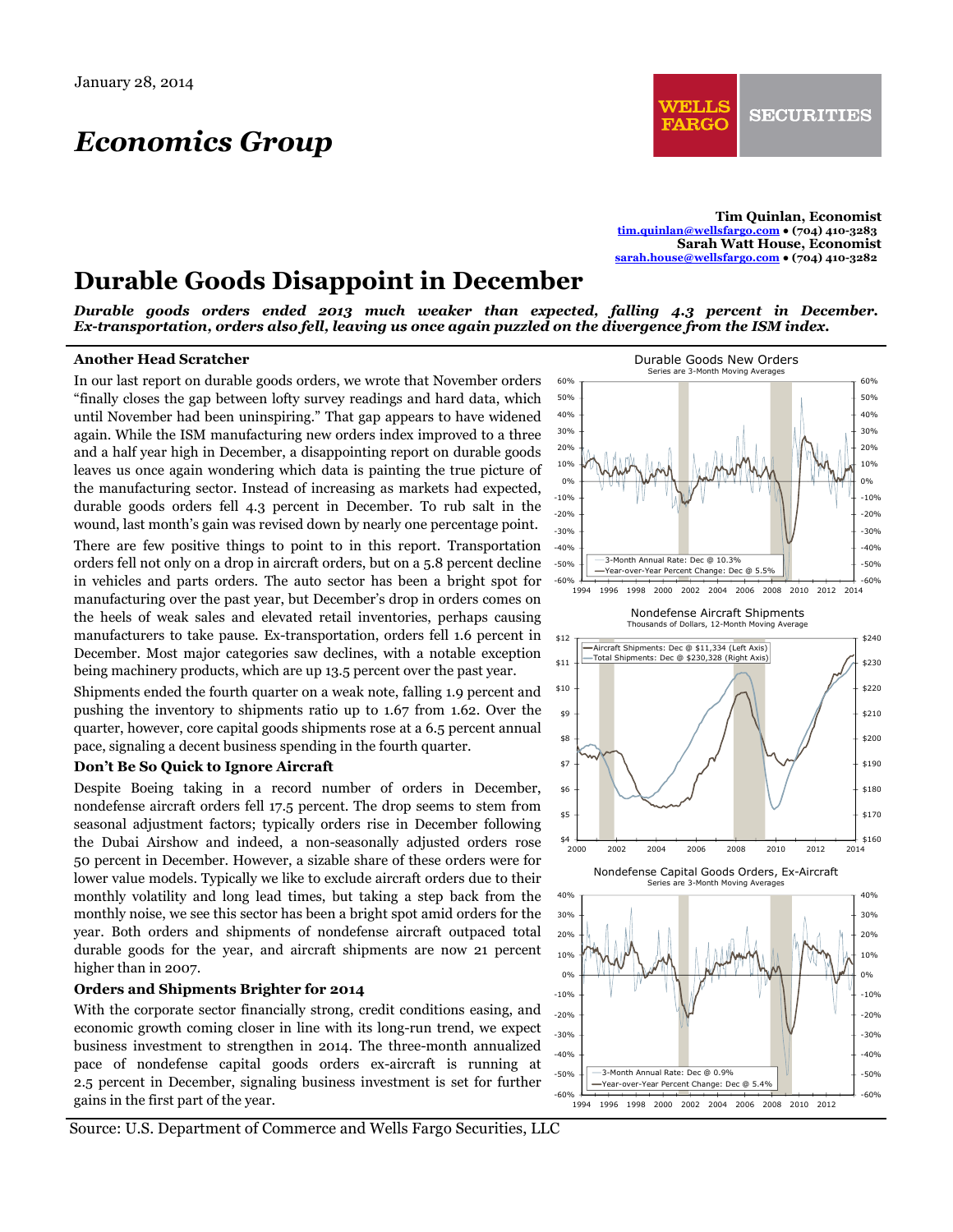January 28, 2014

# Economics Group

**Tim Quinlan, Economist**
tim.quinlan@wellsfargo.com • (704) 410-3283
**Sarah Watt House, Economist**
sarah.house@wellsfargo.com • (704) 410-3282

# Durable Goods Disappoint in December

***Durable goods orders ended 2013 much weaker than expected, falling 4.3 percent in December. Ex-transportation, orders also fell, leaving us once again puzzled on the divergence from the ISM index.***

### Another Head Scratcher

In our last report on durable goods orders, we wrote that November orders "finally closes the gap between lofty survey readings and hard data, which until November had been uninspiring." That gap appears to have widened again. While the ISM manufacturing new orders index improved to a three and a half year high in December, a disappointing report on durable goods leaves us once again wondering which data is painting the true picture of the manufacturing sector. Instead of increasing as markets had expected, durable goods orders fell 4.3 percent in December. To rub salt in the wound, last month's gain was revised down by nearly one percentage point.

There are few positive things to point to in this report. Transportation orders fell not only on a drop in aircraft orders, but on a 5.8 percent decline in vehicles and parts orders. The auto sector has been a bright spot for manufacturing over the past year, but December's drop in orders comes on the heels of weak sales and elevated retail inventories, perhaps causing manufacturers to take pause. Ex-transportation, orders fell 1.6 percent in December. Most major categories saw declines, with a notable exception being machinery products, which are up 13.5 percent over the past year.

Shipments ended the fourth quarter on a weak note, falling 1.9 percent and pushing the inventory to shipments ratio up to 1.67 from 1.62. Over the quarter, however, core capital goods shipments rose at a 6.5 percent annual pace, signaling a decent business spending in the fourth quarter.

### Don't Be So Quick to Ignore Aircraft

Despite Boeing taking in a record number of orders in December, nondefense aircraft orders fell 17.5 percent. The drop seems to stem from seasonal adjustment factors; typically orders rise in December following the Dubai Airshow and indeed, a non-seasonally adjusted orders rose 50 percent in December. However, a sizable share of these orders were for lower value models. Typically we like to exclude aircraft orders due to their monthly volatility and long lead times, but taking a step back from the monthly noise, we see this sector has been a bright spot amid orders for the year. Both orders and shipments of nondefense aircraft outpaced total durable goods for the year, and aircraft shipments are now 21 percent higher than in 2007.

### Orders and Shipments Brighter for 2014

With the corporate sector financially strong, credit conditions easing, and economic growth coming closer in line with its long-run trend, we expect business investment to strengthen in 2014. The three-month annualized pace of nondefense capital goods orders ex-aircraft is running at 2.5 percent in December, signaling business investment is set for further gains in the first part of the year.

Durable Goods New Orders
Series are 3-Month Moving Averages
3-Month Annual Rate: Dec @ 10.3%
Year-over-Year Percent Change: Dec @ 5.5%

Nondefense Aircraft Shipments
Thousands of Dollars, 12-Month Moving Average
Aircraft Shipments: Dec @ $11,334 (Left Axis)
Total Shipments: Dec @ $230,328 (Right Axis)

Nondefense Capital Goods Orders, Ex-Aircraft
Series are 3-Month Moving Averages
3-Month Annual Rate: Dec @ 0.9%
Year-over-Year Percent Change: Dec @ 5.4%

Source: U.S. Department of Commerce and Wells Fargo Securities, LLC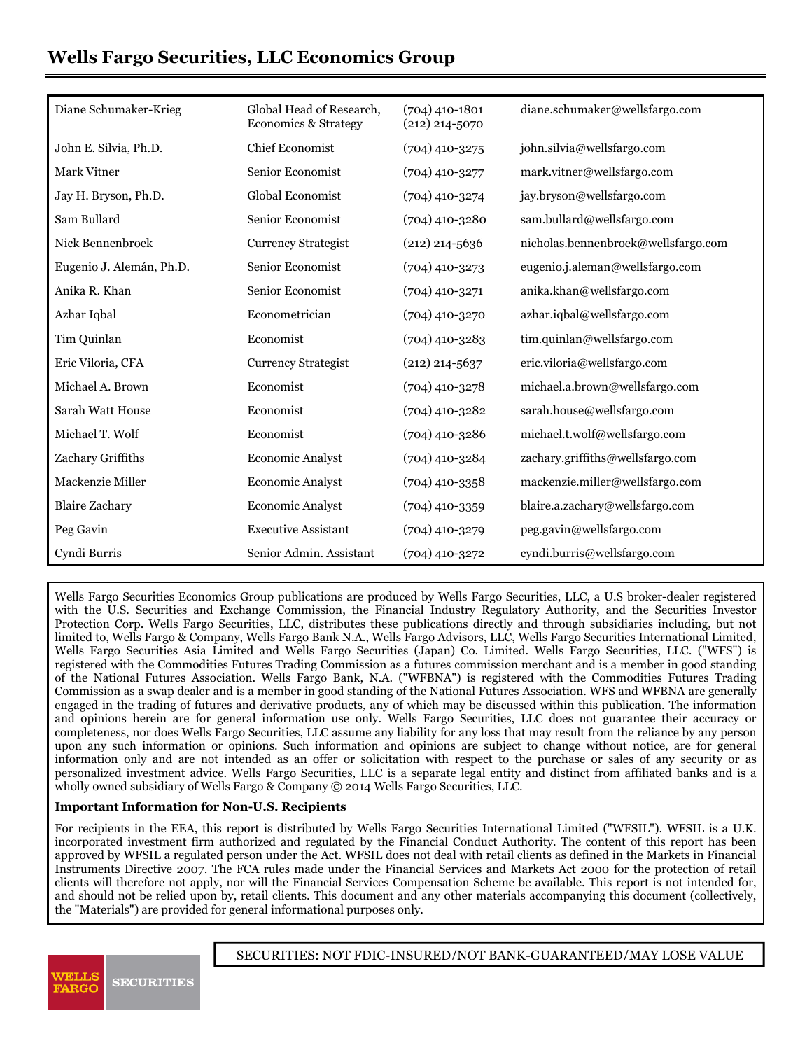## Wells Fargo Securities, LLC Economics Group

| | | | |
|---|---|---|---|
| Diane Schumaker-Krieg | Global Head of Research, Economics & Strategy | (704) 410-1801<br>(212) 214-5070 | diane.schumaker@wellsfargo.com |
| John E. Silvia, Ph.D. | Chief Economist | (704) 410-3275 | john.silvia@wellsfargo.com |
| Mark Vitner | Senior Economist | (704) 410-3277 | mark.vitner@wellsfargo.com |
| Jay H. Bryson, Ph.D. | Global Economist | (704) 410-3274 | jay.bryson@wellsfargo.com |
| Sam Bullard | Senior Economist | (704) 410-3280 | sam.bullard@wellsfargo.com |
| Nick Bennenbroek | Currency Strategist | (212) 214-5636 | nicholas.bennenbroek@wellsfargo.com |
| Eugenio J. Alemán, Ph.D. | Senior Economist | (704) 410-3273 | eugenio.j.aleman@wellsfargo.com |
| Anika R. Khan | Senior Economist | (704) 410-3271 | anika.khan@wellsfargo.com |
| Azhar Iqbal | Econometrician | (704) 410-3270 | azhar.iqbal@wellsfargo.com |
| Tim Quinlan | Economist | (704) 410-3283 | tim.quinlan@wellsfargo.com |
| Eric Viloria, CFA | Currency Strategist | (212) 214-5637 | eric.viloria@wellsfargo.com |
| Michael A. Brown | Economist | (704) 410-3278 | michael.a.brown@wellsfargo.com |
| Sarah Watt House | Economist | (704) 410-3282 | sarah.house@wellsfargo.com |
| Michael T. Wolf | Economist | (704) 410-3286 | michael.t.wolf@wellsfargo.com |
| Zachary Griffiths | Economic Analyst | (704) 410-3284 | zachary.griffiths@wellsfargo.com |
| Mackenzie Miller | Economic Analyst | (704) 410-3358 | mackenzie.miller@wellsfargo.com |
| Blaire Zachary | Economic Analyst | (704) 410-3359 | blaire.a.zachary@wellsfargo.com |
| Peg Gavin | Executive Assistant | (704) 410-3279 | peg.gavin@wellsfargo.com |
| Cyndi Burris | Senior Admin. Assistant | (704) 410-3272 | cyndi.burris@wellsfargo.com |

Wells Fargo Securities Economics Group publications are produced by Wells Fargo Securities, LLC, a U.S broker-dealer registered with the U.S. Securities and Exchange Commission, the Financial Industry Regulatory Authority, and the Securities Investor Protection Corp. Wells Fargo Securities, LLC, distributes these publications directly and through subsidiaries including, but not limited to, Wells Fargo & Company, Wells Fargo Bank N.A., Wells Fargo Advisors, LLC, Wells Fargo Securities International Limited, Wells Fargo Securities Asia Limited and Wells Fargo Securities (Japan) Co. Limited. Wells Fargo Securities, LLC. ("WFS") is registered with the Commodities Futures Trading Commission as a futures commission merchant and is a member in good standing of the National Futures Association. Wells Fargo Bank, N.A. ("WFBNA") is registered with the Commodities Futures Trading Commission as a swap dealer and is a member in good standing of the National Futures Association. WFS and WFBNA are generally engaged in the trading of futures and derivative products, any of which may be discussed within this publication. The information and opinions herein are for general information use only. Wells Fargo Securities, LLC does not guarantee their accuracy or completeness, nor does Wells Fargo Securities, LLC assume any liability for any loss that may result from the reliance by any person upon any such information or opinions. Such information and opinions are subject to change without notice, are for general information only and are not intended as an offer or solicitation with respect to the purchase or sales of any security or as personalized investment advice. Wells Fargo Securities, LLC is a separate legal entity and distinct from affiliated banks and is a wholly owned subsidiary of Wells Fargo & Company © 2014 Wells Fargo Securities, LLC.

**Important Information for Non-U.S. Recipients**

For recipients in the EEA, this report is distributed by Wells Fargo Securities International Limited ("WFSIL"). WFSIL is a U.K. incorporated investment firm authorized and regulated by the Financial Conduct Authority. The content of this report has been approved by WFSIL a regulated person under the Act. WFSIL does not deal with retail clients as defined in the Markets in Financial Instruments Directive 2007. The FCA rules made under the Financial Services and Markets Act 2000 for the protection of retail clients will therefore not apply, nor will the Financial Services Compensation Scheme be available. This report is not intended for, and should not be relied upon by, retail clients. This document and any other materials accompanying this document (collectively, the "Materials") are provided for general informational purposes only.

SECURITIES: NOT FDIC-INSURED/NOT BANK-GUARANTEED/MAY LOSE VALUE

WELLS FARGO SECURITIES